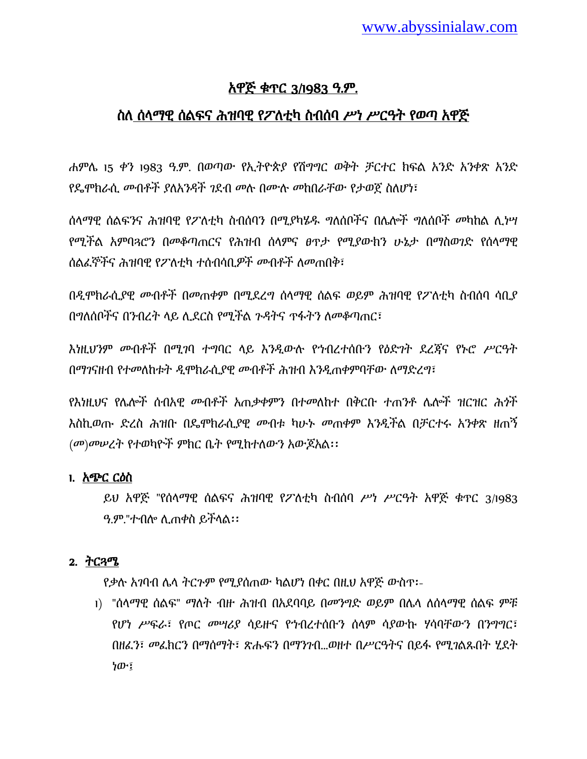# አዋጅ ቁጥር 3/1983 ዓ.ም.

## ስለ ሰላማዊ ሰልፍና ሕዝባዊ የፖለቲካ ስብሰባ ሥነ ሥርዓት የወጣ አዋጅ

ሐምሌ 15 ቀን 1983 ዓ.ም. በወጣው የኢትዮጵያ የሽግግር ወቅት ቻርተር ክፍል አንድ አንቀጽ አንድ የዴሞክራሲ መብቶች ያለአንዳች ገደብ መሉ በሙሉ መከበራቸው የታወጀ ስለሆነ፣

ሰላማዊ ሰልፍንና ሕዝባዊ የፖለቲካ ስብሰባን በሚያካሄዱ ግለሰቦችና በሌሎች ግለሰቦች መካከል ሊነሣ የሚችል አምባጓሮን በመቆጣጠርና የሕዝብ ሰላምና ፀጥታ የሚያውከን ሁኔታ በማስወገድ የሰላማዊ ሰልፈኞችና ሕዝባዊ የፖለቲካ ተሰብሳቢዎች መብቶች ለመጠበቅ፣

በዲሞክራሲያዊ መብቶች በመጠቀም በሚደረግ ሰላማዊ ሰልፍ ወይም ሕዝባዊ የፖለቲካ ስብሰባ ሳቢያ በግለሰቦችና በንብረት ላይ ሊደርስ የሚችል ጉዳትና ጥፋትን ለመቆጣጠር፣

እነዚህንም መብቶች በሚገባ ተግባር ላይ እንዲውሉ የኅብረተሰቡን የዕድገት ደረጃና የኑሮ ሥርዓት በማገናዘብ የተመለከቱት ዲሞክራሲያዊ መብቶች ሕዝብ እንዲጠቀምባቸው ለማድረግ፣

የእነዚህና የሌሎች ሰብአዊ መብቶች አጠቃቀምን በተመለከተ በቅርቡ ተጠንቶ ሌሎች ዝርዝር ሕጎች እስኪወጡ ድረስ ሕዝቡ በዴሞክራሲያዊ መብቱ ካሁኑ መጠቀም እንዲችል በቻርተሩ አንቀጽ ዘጠኝ (መ)መሠረት የተወካዮች ምክር ቤት የሚከተለውን አውጇል፡፡

**1. አጭር ርዕስ**

ይህ አዋጅ "የሰላማዊ ሰልፍና ሕዝባዊ የፖለቲካ ስብሰባ ሥነ ሥርዓት አዋጅ ቁጥር 3/1983 ዓ.ም."ተብሎ ሊጠቀስ ይችላል፡፡

**2. ትርጓሜ**

የቃሉ አገባብ ሌላ ትርጉም የሚያሰጠው ካልሆነ በቀር በዚህ አዋጅ ውስጥ፡-

1) "ሰላማዊ ሰልፍ" ማለት ብዙ ሕዝብ በአደባባይ በመንገድ ወይም በሌላ ለሰላማዊ ሰልፍ ምቹ የሆነ ሥፍራ፣ የጦር መሣሪያ ሳይዙና የኅብረተሰቡን ሰላም ሳያውኩ ሃሳባቸውን በንግግር፣ በዘፈን፣ መፈክርን በማሰማት፣ ጽሑፍን በማንገብ...ወዘተ በሥርዓትና በይፋ የሚገልጹበት ሂደት ነው፤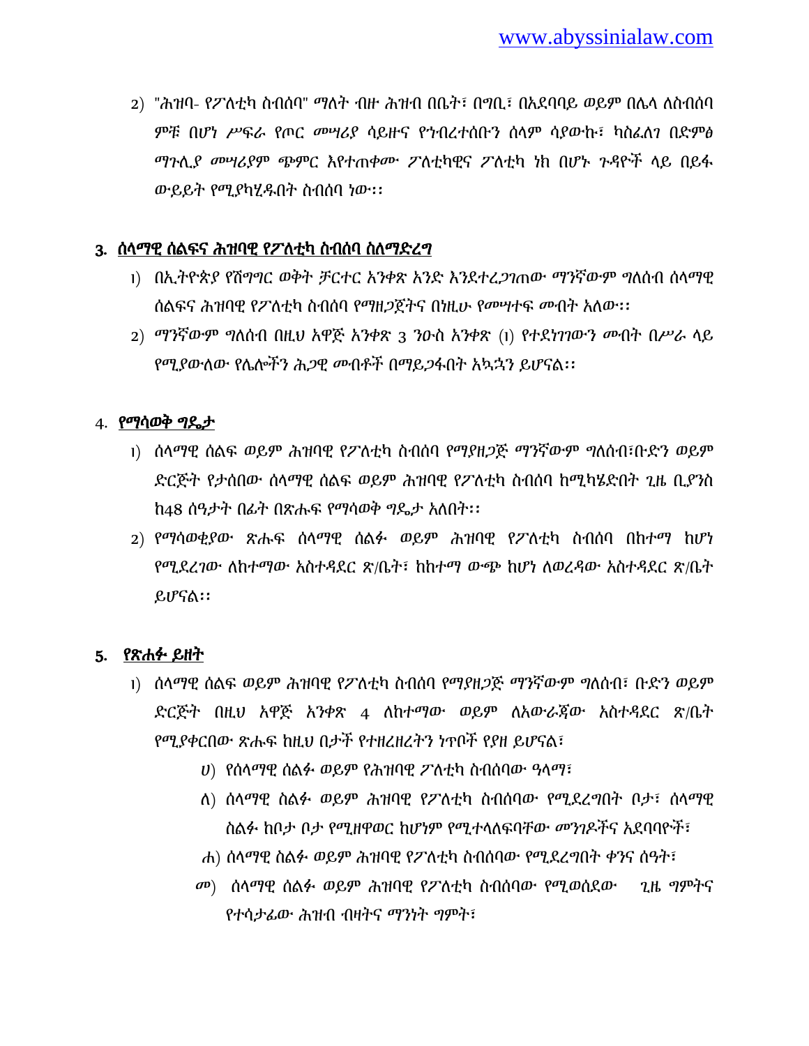2) "ሕዝባ- የፖለቲካ ስብሰባ" ማለት ብዙ ሕዝብ በቤት፣ በግቢ፣ በአደባባይ ወይም በሌላ ለስብሰባ ምቹ በሆነ ሥፍራ የጦር መሣሪያ ሳይዙና የኅብረተሰቡን ሰላም ሳያውኩ፣ ካስፈለገ በድምፅ ማጉሊያ መሣሪያም ጭምር እየተጠቀሙ ፖለቲካዊና ፖለቲካ ነክ በሆኑ ጉዳዮች ላይ በይፋ ውይይት የሚያካሂዱበት ስብሰባ ነው፡፡

## 3. <u>ሰላማዊ ሰልፍና ሕዝባዊ የፖለቲካ ስብሰባ ስለማድረግ</u>

1) በኢትዮጵያ የሽግግር ወቅት ቻርተር አንቀጽ አንድ እንደተረጋገጠው ማንኛውም ግለሰብ ሰላማዊ ሰልፍና ሕዝባዊ የፖለቲካ ስብሰባ የማዘጋጀትና በነዚሁ የመሣተፍ መብት አለው፡፡

2) ማንኛውም ግለሰብ በዚህ አዋጅ አንቀጽ 3 ንዑስ አንቀጽ (1) የተደነገገውን መብት በሥራ ላይ የሚያውለው የሌሎችን ሕጋዊ መብቶች በማይጋፋበት አኳኋን ይሆናል፡፡

## 4. <u>የማሳወቅ ግዴታ</u>

1) ሰላማዊ ሰልፍ ወይም ሕዝባዊ የፖለቲካ ስብሰባ የማያዘጋጅ ማንኛውም ግለሰብ፣ቡድን ወይም ድርጅት የታሰበው ሰላማዊ ሰልፍ ወይም ሕዝባዊ የፖለቲካ ስብሰባ ከሚካሄድበት ጊዜ ቢያንስ ከ48 ሰዓታት በፊት በጽሑፍ የማሳወቅ ግዴታ አለበት፡፡

2) የማሳወቂያው ጽሑፍ ሰላማዊ ሰልፉ ወይም ሕዝባዊ የፖለቲካ ስብሰባ በከተማ ከሆነ የሚደረገው ለከተማው አስተዳደር ጽ/ቤት፣ ከከተማ ውጭ ከሆነ ለወረዳው አስተዳደር ጽ/ቤት ይሆናል፡፡

## 5. <u>የጽሑፉ ይዘት</u>

1) ሰላማዊ ሰልፍ ወይም ሕዝባዊ የፖለቲካ ስብሰባ የማያዘጋጅ ማንኛውም ግለሰብ፣ ቡድን ወይም ድርጅት በዚህ አዋጅ አንቀጽ 4 ለከተማው ወይም ለአውራጃው አስተዳደር ጽ/ቤት የሚያቀርበው ጽሑፍ ከዚህ በታች የተዘረዘረትን ነጥቦች የያዘ ይሆናል፣

   ሀ) የሰላማዊ ሰልፉ ወይም የሕዝባዊ ፖለቲካ ስብሰባው ዓላማ፣

   ለ) ሰላማዊ ስልፉ ወይም ሕዝባዊ የፖለቲካ ስብሰባው የሚደረግበት ቦታ፣ ሰላማዊ ስልፉ ከቦታ ቦታ የሚዘዋወር ከሆነም የሚተላለፍባቸው መንገዶችና አደባባዮች፣

   ሐ) ሰላማዊ ስልፉ ወይም ሕዝባዊ የፖለቲካ ስብሰባው የሚደረግበት ቀንና ሰዓት፣

   መ) ሰላማዊ ስልፉ ወይም ሕዝባዊ የፖለቲካ ስብሰባው የሚወስደው ጊዜ ግምትና የተሳታፊው ሕዝብ ብዛትና ማንነት ግምት፣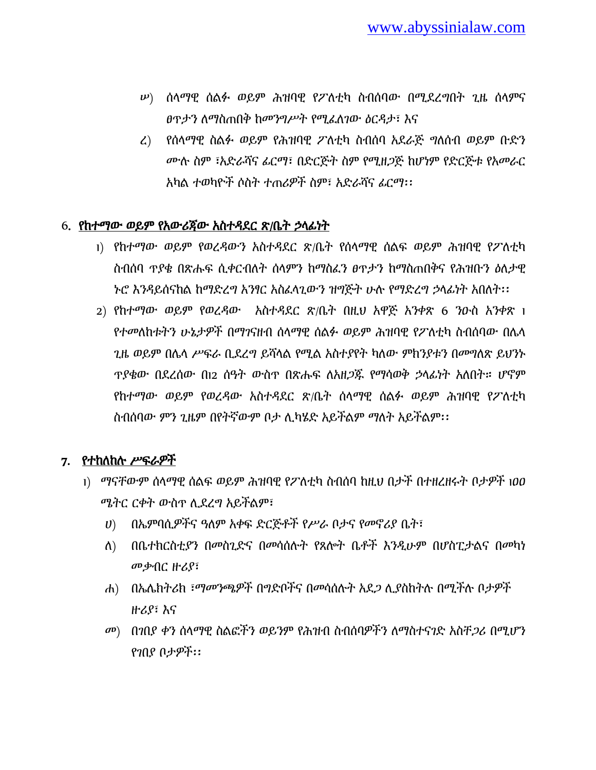ሠ) ሰላማዊ ሰልፉ ወይም ሕዝባዊ የፖለቲካ ስብሰባው በሚደረግበት ጊዜ ሰላምና ፀጥታን ለማስጠበቅ ከመንግሥት የሚፈለገው ዕርዳታ፣ እና

ረ) የሰላማዊ ሰልፉ ወይም የሕዝባዊ ፖለቲካ ስብሰባ አደራጅ ግለሰብ ወይም ቡድን ሙሉ ስም ፣አድራሻና ፊርማ፣ በድርጅት ስም የሚዘጋጅ ከሆነም የድርጅቱ የአመራር አካል ተወካዮች ሶስት ተጠሪዎች ስም፣ አድራሻና ፊርማ፡፡

## 6. <u>የከተማው ወይም የአውሪጃው አስተዳደር ጽ/ቤት ኃላፊነት</u>

1) የከተማው ወይም የወረዳውን አስተዳደር ጽ/ቤት የሰላማዊ ሰልፍ ወይም ሕዝባዊ የፖለቲካ ስብሰባ ጥያቄ በጽሑፍ ሲቀርብለት ሰላምን ከማስፈን ፀጥታን ከማስጠበቅና የሕዝቡን ዕለታዊ ኑሮ እንዳይሰናከል ከማድረግ አንፃር አስፈላጊውን ዝግጅት ሁሉ የማድረግ ኃላፊነት አበለት፡፡

2) የከተማው ወይም የወረዳው አስተዳደር ጽ/ቤት በዚህ አዋጅ አንቀጽ 6 ንዑስ አንቀጽ 1 የተመለከቱትን ሁኔታዎች በማገናዘብ ሰላማዊ ሰልፉ ወይም ሕዝባዊ የፖለቲካ ስብሰባው በሌላ ጊዜ ወይም በሌላ ሥፍራ ቢደረግ ይሻላል የሚል አስተያየት ካለው ምክንያቱን በመግለጽ ይህንኑ ጥያቄው በደረሰው በ12 ሰዓት ውስጥ በጽሑፍ ለአዘጋጁ የማሳወቅ ኃላፊነት አለበት። ሆኖም የከተማው ወይም የወረዳው አስተዳደር ጽ/ቤት ሰላማዊ ሰልፉ ወይም ሕዝባዊ የፖለቲካ ስብሰባው ምን ጊዜም በየትኛውም ቦታ ሊካሄድ አይችልም ማለት አይችልም፡፡

## 7. <u>የተከለከሉ ሥፍራዎች</u>

1) *ማናቸውም ሰላማዊ ሰልፍ ወይም ሕዝባዊ የፖለቲካ ስብሰባ ከዚህ በታች በተዘረዘሩት ቦታዎች 100 ሜትር ርቀት ውስጥ ሊደረግ አይችልም፣*

ሀ) በኤምባሲዎችና ዓለም አቀፍ ድርጅቶች የሥራ ቦታና የመኖሪያ ቤት፣

ለ) በቤተክርስቲያን በመስጊድና በመሳሰሉት የጸሎት ቤቶች እንዲሁም በሆስፒታልና በመካነ መቃብር ዙሪያ፣

ሐ) በኤሌክትሪክ ፣ማመንጫዎች በግድቦችና በመሳሰሉት አደጋ ሊያስከትሉ በሚችሉ ቦታዎች ዙሪያ፣ እና

መ) በገበያ ቀን ሰላማዊ ሰልፎችን ወይንም የሕዝብ ስብሰባዎችን ለማስተናገድ አስቸጋሪ በሚሆን የገበያ ቦታዎች፡፡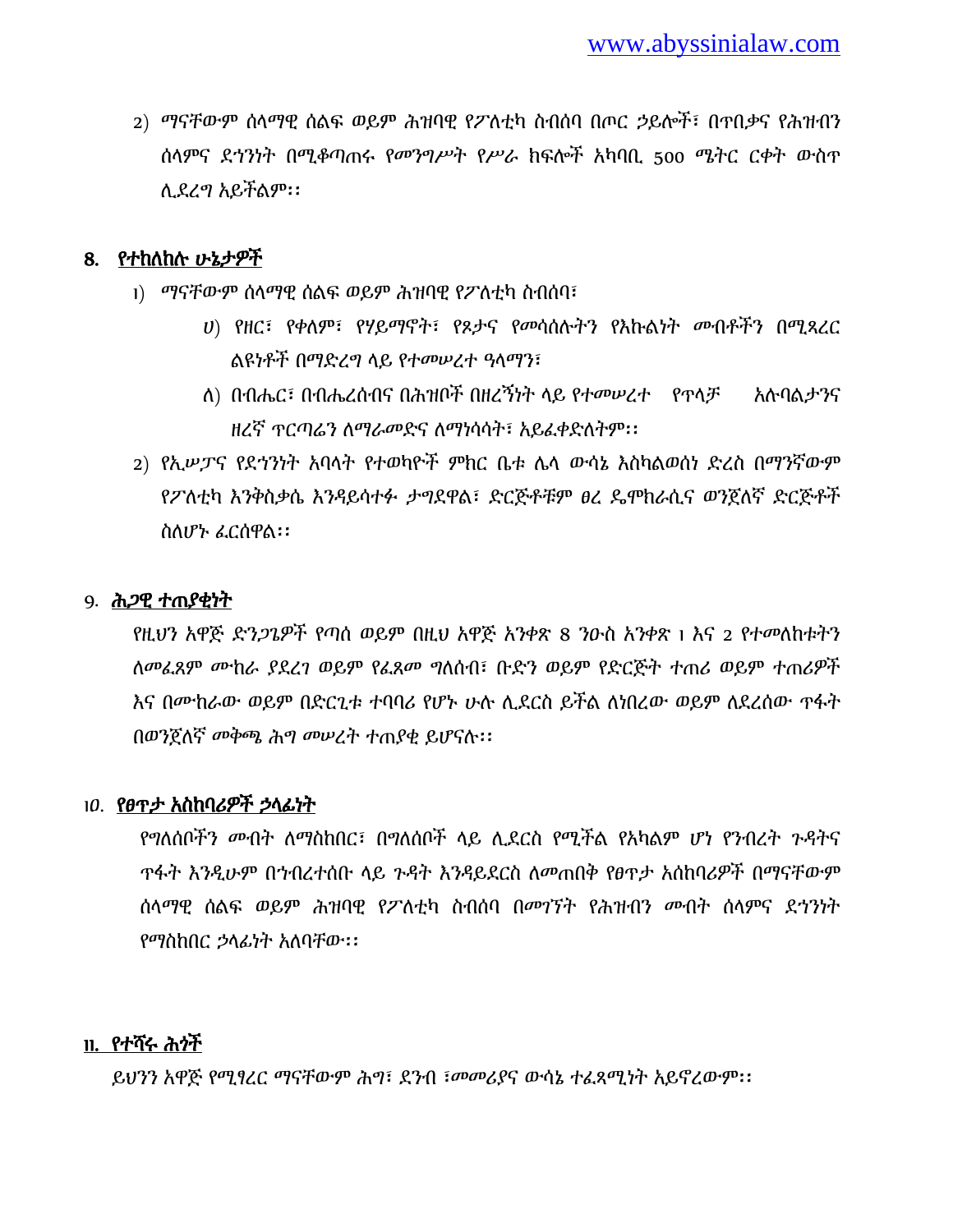2) ማናቸውም ሰላማዊ ሰልፍ ወይም ሕዝባዊ የፖለቲካ ስብሰባ በጦር ኃይሎች፣ በጥበቃና የሕዝብን ሰላምና ደኅንነት በሚቆጣጠሩ የመንግሥት የሥራ ክፍሎች አካባቢ 500 ሜትር ርቀት ውስጥ ሊደረግ አይችልም፡፡

## 8. የተከለከሉ ሁኔታዎች

1) ማናቸውም ሰላማዊ ሰልፍ ወይም ሕዝባዊ የፖለቲካ ስብሰባ፣

   ሀ) የዘር፣ የቀለም፣ የሃይማኖት፣ የጾታና የመሳሰሉትን የእኩልነት መብቶችን በሚጻረር ልዩነቶች በማድረግ ላይ የተመሠረተ ዓላማን፣

   ለ) በብሔር፣ በብሔረሰብና በሕዝቦች በዘረኝነት ላይ የተመሠረተ የጥላቻ አሉባልታንና ዘረኛ ጥርጣሬን ለማራመድና ለማነሳሳት፣ አይፈቀድለትም፡፡

2) የኢሠፓና የደኅንነት አባላት የተወካዮች ምክር ቤቱ ሌላ ውሳኔ እስካልወሰነ ድረስ በማንኛውም የፖለቲካ እንቅስቃሴ እንዳይሳተፉ ታግደዋል፣ ድርጅቶቹም ፀረ ዴሞክራሲና ወንጀለኛ ድርጅቶች ስለሆኑ ፈርሰዋል፡፡

## 9. ሕጋዊ ተጠያቂነት

የዚህን አዋጅ ድንጋጌዎች የጣሰ ወይም በዚህ አዋጅ አንቀጽ 8 ንዑስ አንቀጽ 1 እና 2 የተመለከቱትን ለመፈጸም ሙከራ ያደረገ ወይም የፈጸመ ግለሰብ፣ ቡድን ወይም የድርጅት ተጠሪ ወይም ተጠሪዎች እና በሙከራው ወይም በድርጊቱ ተባባሪ የሆኑ ሁሉ ሊደርስ ይችል ለነበረው ወይም ለደረሰው ጥፋት በወንጀለኛ መቅጫ ሕግ መሠረት ተጠያቂ ይሆናሉ፡፡

## 10. የፀጥታ አስከባሪዎች ኃላፊነት

የግለሰቦችን መብት ለማስከበር፣ በግለሰቦች ላይ ሊደርስ የሚችል የአካልም ሆነ የንብረት ጉዳትና ጥፋት እንዲሁም በኅብረተሰቡ ላይ ጉዳት እንዳይደርስ ለመጠበቅ የፀጥታ አስከባሪዎች በማናቸውም ሰላማዊ ሰልፍ ወይም ሕዝባዊ የፖለቲካ ስብሰባ በመገኘት የሕዝብን መብት ሰላምና ደኅንነት የማስከበር ኃላፊነት አለባቸው፡፡

## 11. የተሻሩ ሕጎች

ይህንን አዋጅ የሚፃረር ማናቸውም ሕግ፣ ደንብ ፣መመሪያና ውሳኔ ተፈጻሚነት አይኖረውም፡፡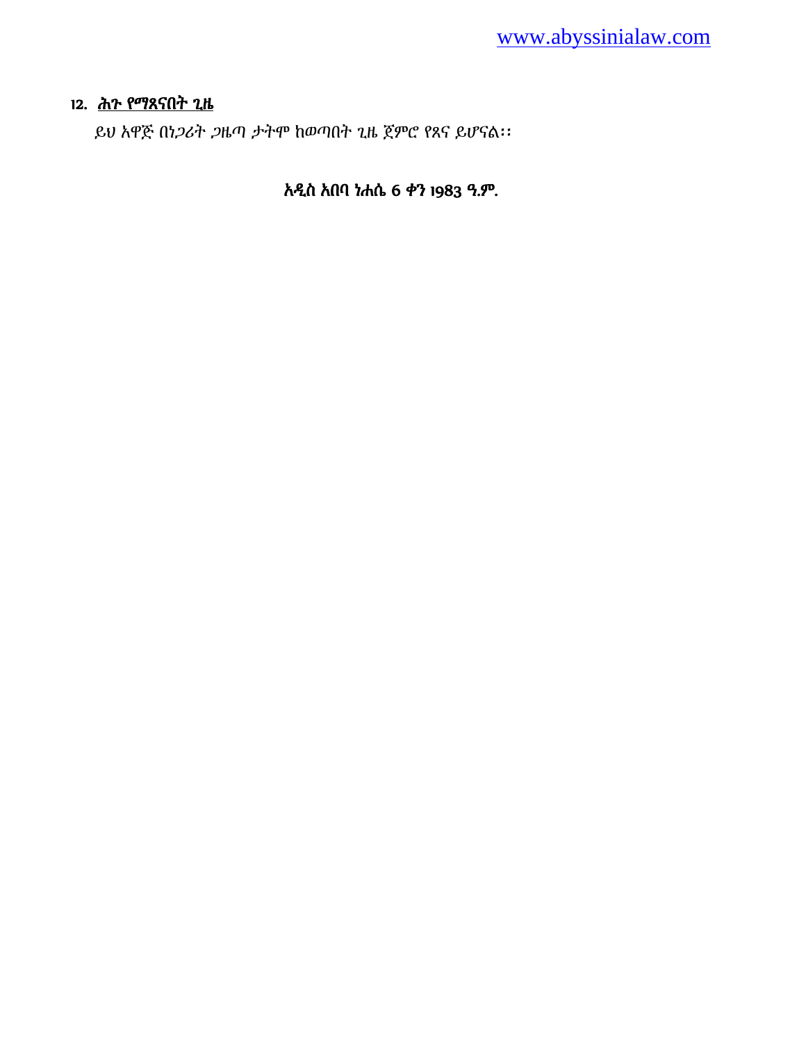12. <u>**ሕጉ የማጸናበት ጊዜ**</u>

ይህ አዋጅ በነጋሪት ጋዜጣ ታትሞ ከወጣበት ጊዜ ጀምሮ የጸና ይሆናል፡፡

**አዲስ አበባ ነሐሴ 6 ቀን 1983 ዓ.ም.**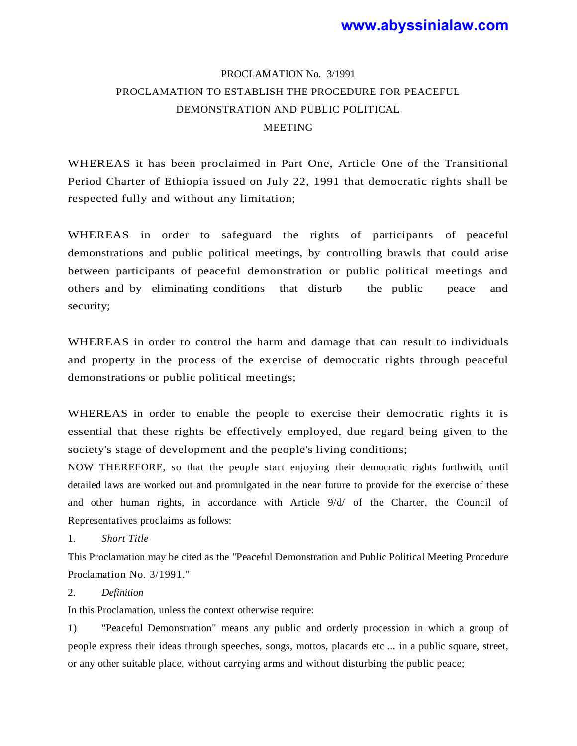PROCLAMATION No. 3/1991

PROCLAMATION TO ESTABLISH THE PROCEDURE FOR PEACEFUL DEMONSTRATION AND PUBLIC POLITICAL MEETING

WHEREAS it has been proclaimed in Part One, Article One of the Transitional Period Charter of Ethiopia issued on July 22, 1991 that democratic rights shall be respected fully and without any limitation;

WHEREAS in order to safeguard the rights of participants of peaceful demonstrations and public political meetings, by controlling brawls that could arise between participants of peaceful demonstration or public political meetings and others and by eliminating conditions that disturb the public peace and security;

WHEREAS in order to control the harm and damage that can result to individuals and property in the process of the exercise of democratic rights through peaceful demonstrations or public political meetings;

WHEREAS in order to enable the people to exercise their democratic rights it is essential that these rights be effectively employed, due regard being given to the society's stage of development and the people's living conditions;

NOW THEREFORE, so that the people start enjoying their democratic rights forthwith, until detailed laws are worked out and promulgated in the near future to provide for the exercise of these and other human rights, in accordance with Article 9/d/ of the Charter, the Council of Representatives proclaims as follows:

1. *Short Title*

This Proclamation may be cited as the "Peaceful Demonstration and Public Political Meeting Procedure Proclamation No. 3/1991."

2. *Definition*

In this Proclamation, unless the context otherwise require:

1) "Peaceful Demonstration" means any public and orderly procession in which a group of people express their ideas through speeches, songs, mottos, placards etc ... in a public square, street, or any other suitable place, without carrying arms and without disturbing the public peace;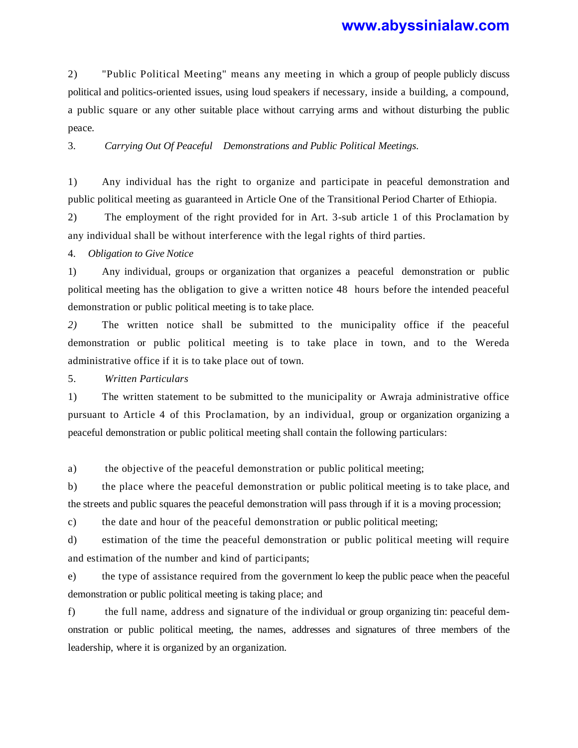2) "Public Political Meeting" means any meeting in which a group of people publicly discuss political and politics-oriented issues, using loud speakers if necessary, inside a building, a compound, a public square or any other suitable place without carrying arms and without disturbing the public peace.

3. *Carrying Out Of Peaceful Demonstrations and Public Political Meetings.*

1) Any individual has the right to organize and participate in peaceful demonstration and public political meeting as guaranteed in Article One of the Transitional Period Charter of Ethiopia.

2) The employment of the right provided for in Art. 3-sub article 1 of this Proclamation by any individual shall be without interference with the legal rights of third parties.

4. *Obligation to Give Notice*

1) Any individual, groups or organization that organizes a peaceful demonstration or public political meeting has the obligation to give a written notice 48 hours before the intended peaceful demonstration or public political meeting is to take place.

*2)* The written notice shall be submitted to the municipality office if the peaceful demonstration or public political meeting is to take place in town, and to the Wereda administrative office if it is to take place out of town.

5. *Written Particulars*

1) The written statement to be submitted to the municipality or Awraja administrative office pursuant to Article 4 of this Proclamation, by an individual, group or organization organizing a peaceful demonstration or public political meeting shall contain the following particulars:

a) the objective of the peaceful demonstration or public political meeting;

b) the place where the peaceful demonstration or public political meeting is to take place, and the streets and public squares the peaceful demonstration will pass through if it is a moving procession;

c) the date and hour of the peaceful demonstration or public political meeting;

d) estimation of the time the peaceful demonstration or public political meeting will require and estimation of the number and kind of participants;

e) the type of assistance required from the government lo keep the public peace when the peaceful demonstration or public political meeting is taking place; and

f) the full name, address and signature of the individual or group organizing tin: peaceful demonstration or public political meeting, the names, addresses and signatures of three members of the leadership, where it is organized by an organization.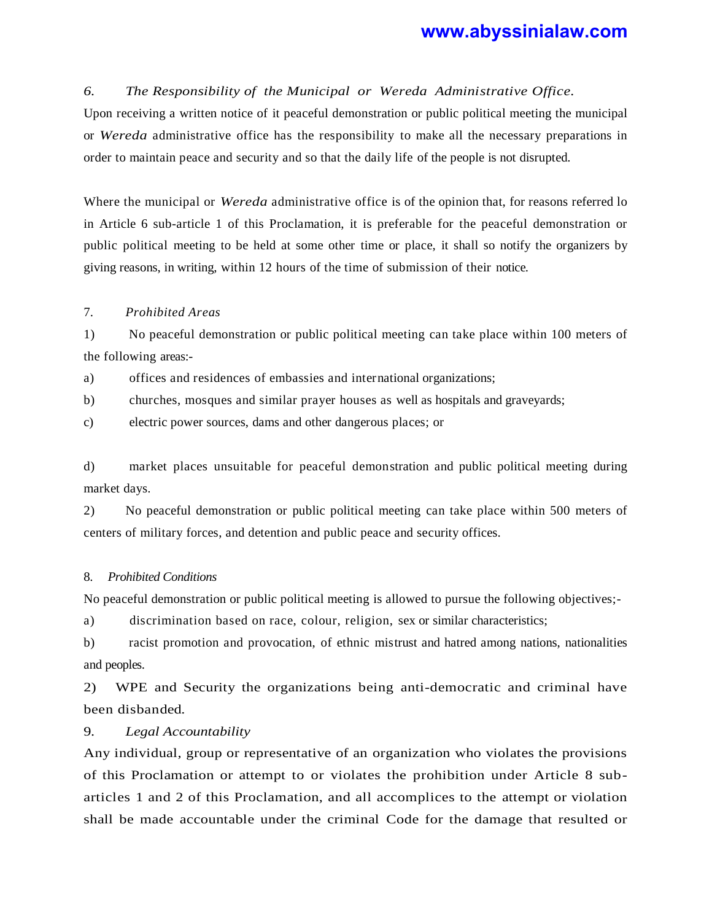*6. The Responsibility of the Municipal or Wereda Administrative Office.*

Upon receiving a written notice of it peaceful demonstration or public political meeting the municipal or *Wereda* administrative office has the responsibility to make all the necessary preparations in order to maintain peace and security and so that the daily life of the people is not disrupted.

Where the municipal or *Wereda* administrative office is of the opinion that, for reasons referred lo in Article 6 sub-article 1 of this Proclamation, it is preferable for the peaceful demonstration or public political meeting to be held at some other time or place, it shall so notify the organizers by giving reasons, in writing, within 12 hours of the time of submission of their notice.

7. *Prohibited Areas*

1) No peaceful demonstration or public political meeting can take place within 100 meters of the following areas:-

a) offices and residences of embassies and international organizations;

b) churches, mosques and similar prayer houses as well as hospitals and graveyards;

c) electric power sources, dams and other dangerous places; or

d) market places unsuitable for peaceful demonstration and public political meeting during market days.

2) No peaceful demonstration or public political meeting can take place within 500 meters of centers of military forces, and detention and public peace and security offices.

8. *Prohibited Conditions*

No peaceful demonstration or public political meeting is allowed to pursue the following objectives;-

a) discrimination based on race, colour, religion, sex or similar characteristics;

b) racist promotion and provocation, of ethnic mistrust and hatred among nations, nationalities and peoples.

2) WPE and Security the organizations being anti-democratic and criminal have been disbanded.

9. *Legal Accountability*

Any individual, group or representative of an organization who violates the provisions of this Proclamation or attempt to or violates the prohibition under Article 8 sub-articles 1 and 2 of this Proclamation, and all accomplices to the attempt or violation shall be made accountable under the criminal Code for the damage that resulted or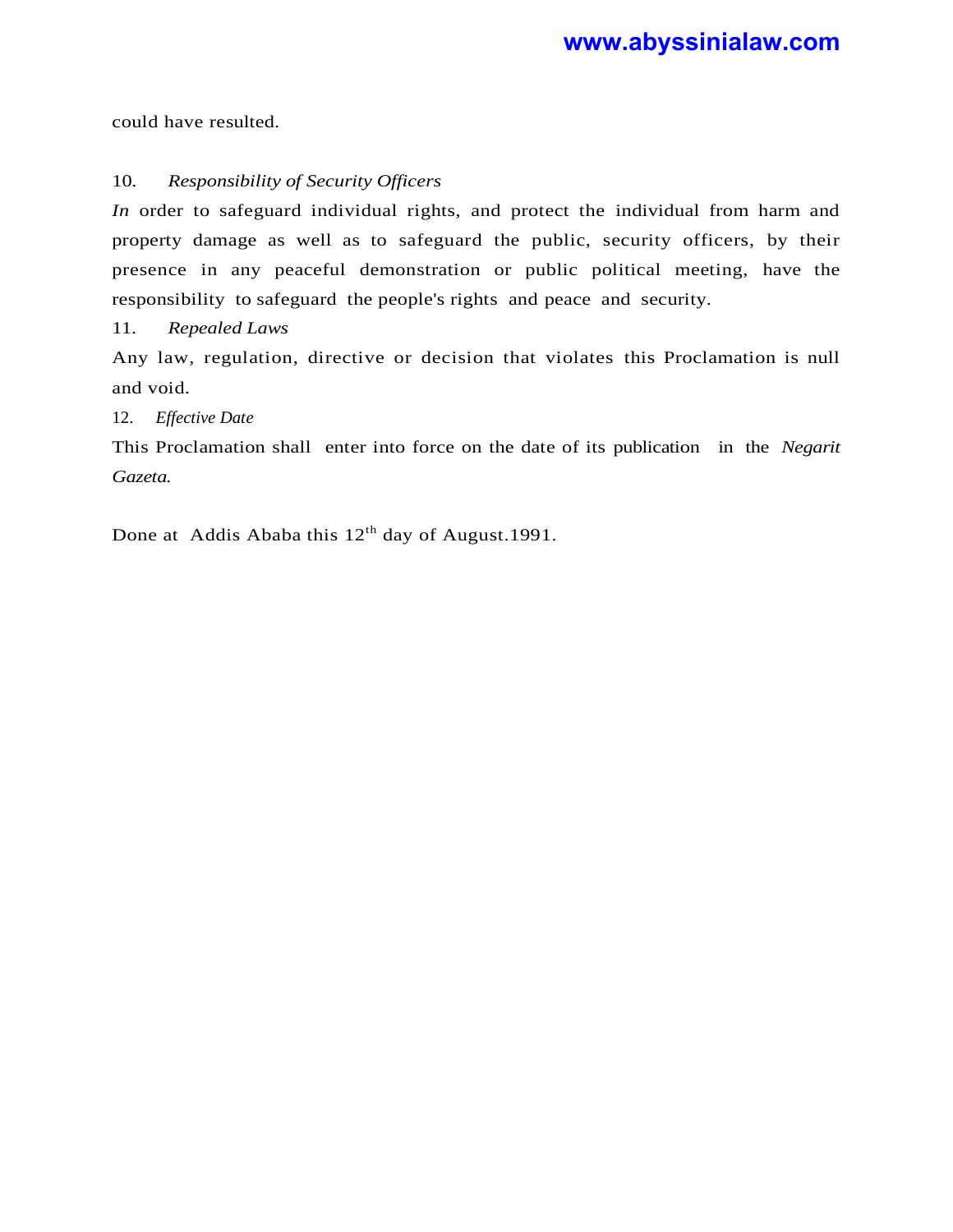could have resulted.

10. *Responsibility of Security Officers*

*In* order to safeguard individual rights, and protect the individual from harm and property damage as well as to safeguard the public, security officers, by their presence in any peaceful demonstration or public political meeting, have the responsibility to safeguard the people's rights and peace and security.

11. *Repealed Laws*

Any law, regulation, directive or decision that violates this Proclamation is null and void.

12. *Effective Date*

This Proclamation shall enter into force on the date of its publication in the *Negarit Gazeta.*

Done at Addis Ababa this 12th day of August.1991.